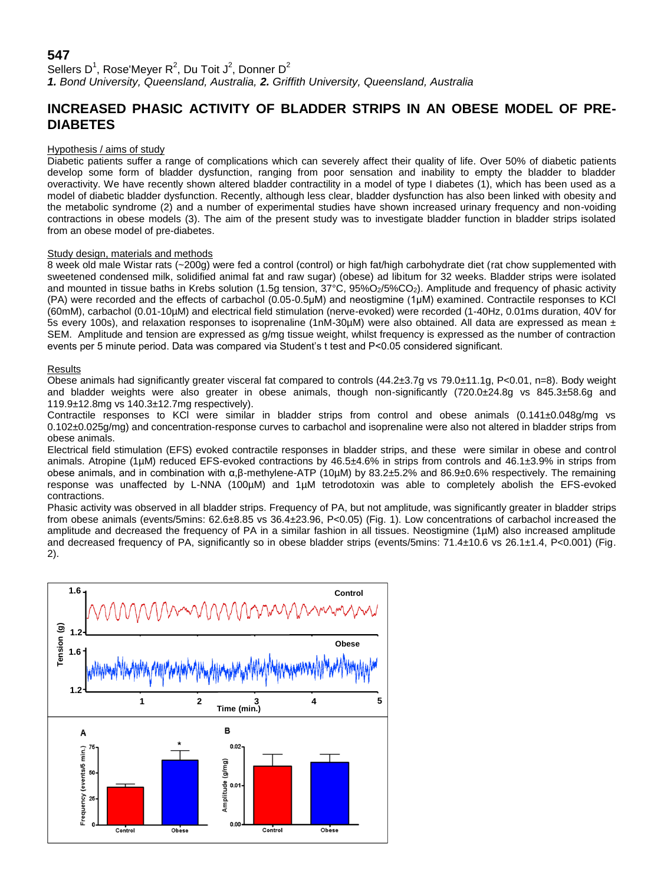**547**

Sellers D[1], Rose'Meyer R[2], Du Toit J[2], Donner D[2]

***1.** Bond University, Queensland, Australia, **2.** Griffith University, Queensland, Australia*

## INCREASED PHASIC ACTIVITY OF BLADDER STRIPS IN AN OBESE MODEL OF PRE-DIABETES

### Hypothesis / aims of study

Diabetic patients suffer a range of complications which can severely affect their quality of life. Over 50% of diabetic patients develop some form of bladder dysfunction, ranging from poor sensation and inability to empty the bladder to bladder overactivity. We have recently shown altered bladder contractility in a model of type I diabetes (1), which has been used as a model of diabetic bladder dysfunction. Recently, although less clear, bladder dysfunction has also been linked with obesity and the metabolic syndrome (2) and a number of experimental studies have shown increased urinary frequency and non-voiding contractions in obese models (3). The aim of the present study was to investigate bladder function in bladder strips isolated from an obese model of pre-diabetes.

### Study design, materials and methods

8 week old male Wistar rats (~200g) were fed a control (control) or high fat/high carbohydrate diet (rat chow supplemented with sweetened condensed milk, solidified animal fat and raw sugar) (obese) ad libitum for 32 weeks. Bladder strips were isolated and mounted in tissue baths in Krebs solution (1.5g tension, 37°C, 95%$O_2$/5%$CO_2$). Amplitude and frequency of phasic activity (PA) were recorded and the effects of carbachol (0.05-0.5µM) and neostigmine (1µM) examined. Contractile responses to KCl (60mM), carbachol (0.01-10µM) and electrical field stimulation (nerve-evoked) were recorded (1-40Hz, 0.01ms duration, 40V for 5s every 100s), and relaxation responses to isoprenaline (1nM-30µM) were also obtained. All data are expressed as mean ± SEM. Amplitude and tension are expressed as g/mg tissue weight, whilst frequency is expressed as the number of contraction events per 5 minute period. Data was compared via Student's t test and $P<0.05$ considered significant.

### Results

Obese animals had significantly greater visceral fat compared to controls (44.2±3.7g vs 79.0±11.1g, $P<0.01$, n=8). Body weight and bladder weights were also greater in obese animals, though non-significantly (720.0±24.8g vs 845.3±58.6g and 119.9±12.8mg vs 140.3±12.7mg respectively).

Contractile responses to KCl were similar in bladder strips from control and obese animals (0.141±0.048g/mg vs 0.102±0.025g/mg) and concentration-response curves to carbachol and isoprenaline were also not altered in bladder strips from obese animals.

Electrical field stimulation (EFS) evoked contractile responses in bladder strips, and these were similar in obese and control animals. Atropine (1µM) reduced EFS-evoked contractions by 46.5±4.6% in strips from controls and 46.1±3.9% in strips from obese animals, and in combination with α,β-methylene-ATP (10µM) by 83.2±5.2% and 86.9±0.6% respectively. The remaining response was unaffected by L-NNA (100µM) and 1µM tetrodotoxin was able to completely abolish the EFS-evoked contractions.

Phasic activity was observed in all bladder strips. Frequency of PA, but not amplitude, was significantly greater in bladder strips from obese animals (events/5mins: 62.6±8.85 vs 36.4±23.96, $P<0.05$) (Fig. 1). Low concentrations of carbachol increased the amplitude and decreased the frequency of PA in a similar fashion in all tissues. Neostigmine (1µM) also increased amplitude and decreased frequency of PA, significantly so in obese bladder strips (events/5mins: 71.4±10.6 vs 26.1±1.4, $P<0.001$) (Fig. 2).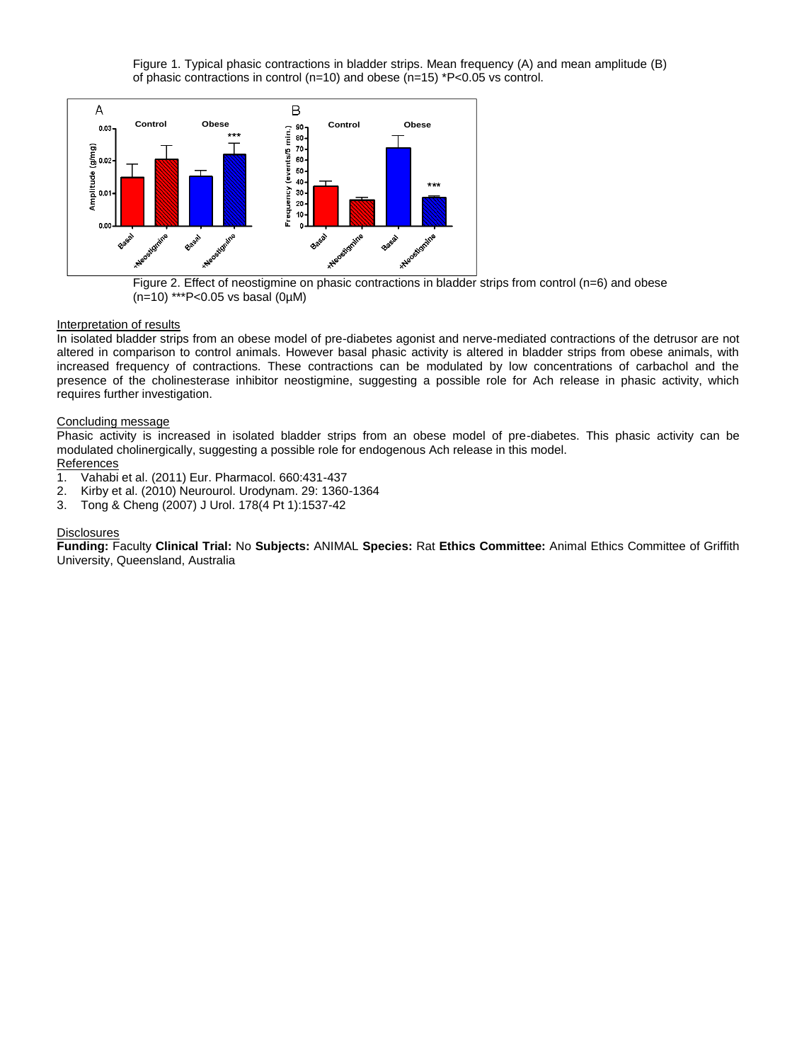Figure 1. Typical phasic contractions in bladder strips. Mean frequency (A) and mean amplitude (B) of phasic contractions in control (n=10) and obese (n=15) *P<0.05 vs control.

A

Control Obese

***

Amplitude (g/mg)

0.03

0.02

0.01

0.00

Basal +Neostigmine Basal +Neostigmine

B

Control Obese

Frequency (events/5 min.)

90 80 70 60 50 40 30 20 10 0

***

Basal +Neostigmine Basal +Neostigmine

Figure 2. Effect of neostigmine on phasic contractions in bladder strips from control (n=6) and obese (n=10) ***P<0.05 vs basal (0µM)

Interpretation of results

In isolated bladder strips from an obese model of pre-diabetes agonist and nerve-mediated contractions of the detrusor are not altered in comparison to control animals. However basal phasic activity is altered in bladder strips from obese animals, with increased frequency of contractions. These contractions can be modulated by low concentrations of carbachol and the presence of the cholinesterase inhibitor neostigmine, suggesting a possible role for Ach release in phasic activity, which requires further investigation.

Concluding message

Phasic activity is increased in isolated bladder strips from an obese model of pre-diabetes. This phasic activity can be modulated cholinergically, suggesting a possible role for endogenous Ach release in this model.

References

1. Vahabi et al. (2011) Eur. Pharmacol. 660:431-437
2. Kirby et al. (2010) Neurourol. Urodynam. 29: 1360-1364
3. Tong & Cheng (2007) J Urol. 178(4 Pt 1):1537-42

Disclosures

**Funding:** Faculty **Clinical Trial:** No **Subjects:** ANIMAL **Species:** Rat **Ethics Committee:** Animal Ethics Committee of Griffith University, Queensland, Australia